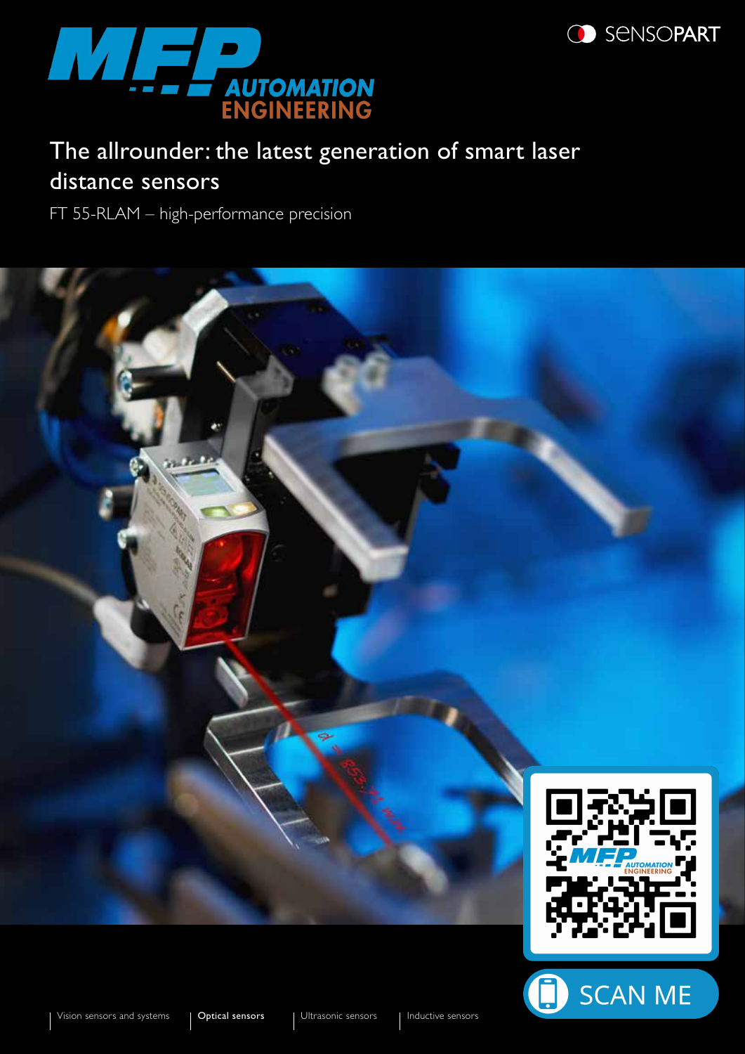# The allrounder: the latest generation of smart laser distance sensors

FT 55-RLAM – high-performance precision

SCAN ME

Vision sensors and systems | **Optical sensors** | Ultrasonic sensors | Inductive sensors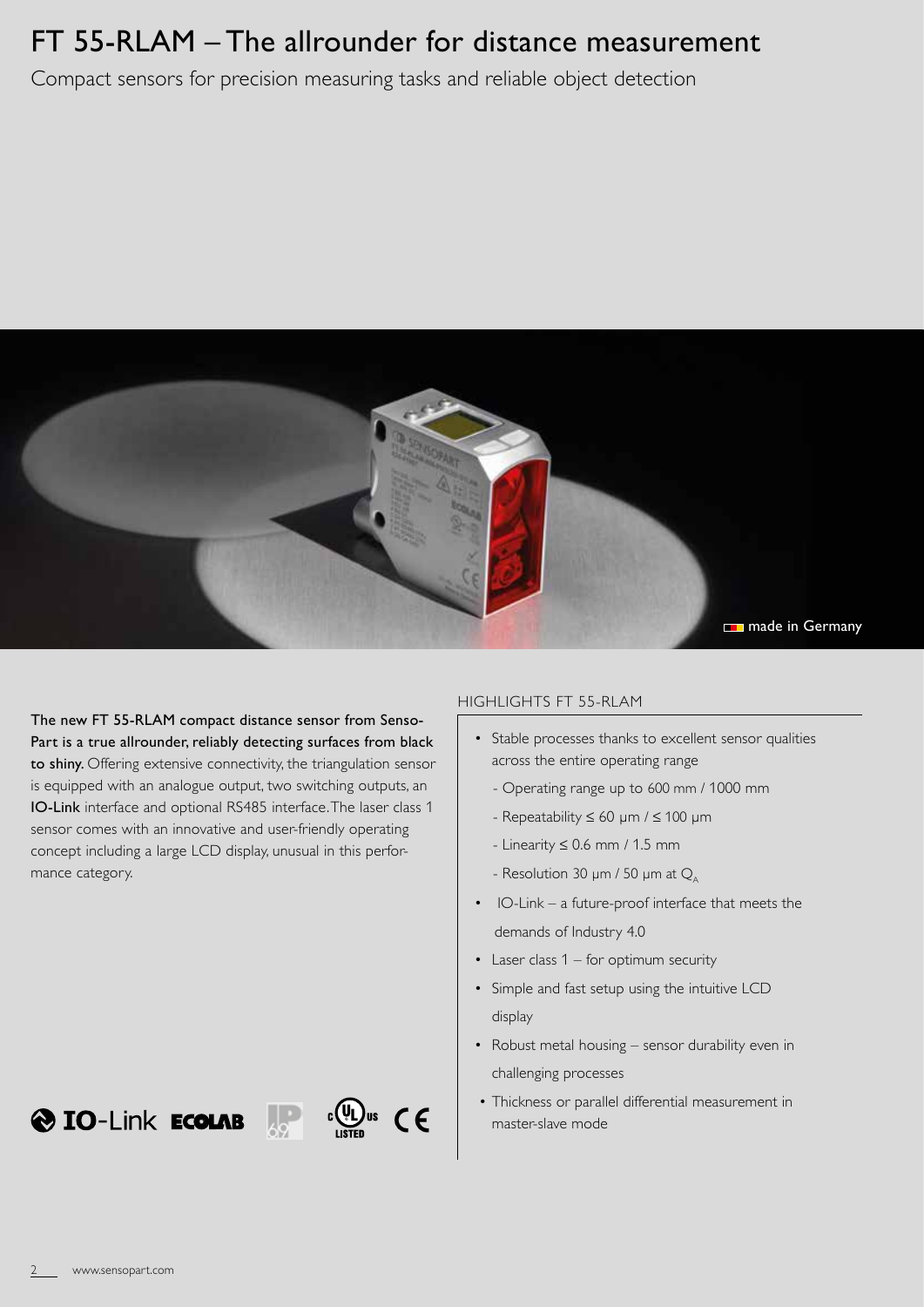# FT 55-RLAM – The allrounder for distance measurement

Compact sensors for precision measuring tasks and reliable object detection

made in Germany

**The new FT 55-RLAM compact distance sensor from Senso-Part is a true allrounder, reliably detecting surfaces from black to shiny.** Offering extensive connectivity, the triangulation sensor is equipped with an analogue output, two switching outputs, an **IO-Link** interface and optional RS485 interface. The laser class 1 sensor comes with an innovative and user-friendly operating concept including a large LCD display, unusual in this performance category.

IO-Link ECOLAB IP69 c UL us LISTED CE

## HIGHLIGHTS FT 55-RLAM

- Stable processes thanks to excellent sensor qualities across the entire operating range
  - Operating range up to 600 mm / 1000 mm
  - Repeatability ≤ 60 µm / ≤ 100 µm
  - Linearity ≤ 0.6 mm / 1.5 mm
  - Resolution 30 µm / 50 µm at $Q_A$
- IO-Link – a future-proof interface that meets the demands of Industry 4.0
- Laser class 1 – for optimum security
- Simple and fast setup using the intuitive LCD display
- Robust metal housing – sensor durability even in challenging processes
- Thickness or parallel differential measurement in master-slave mode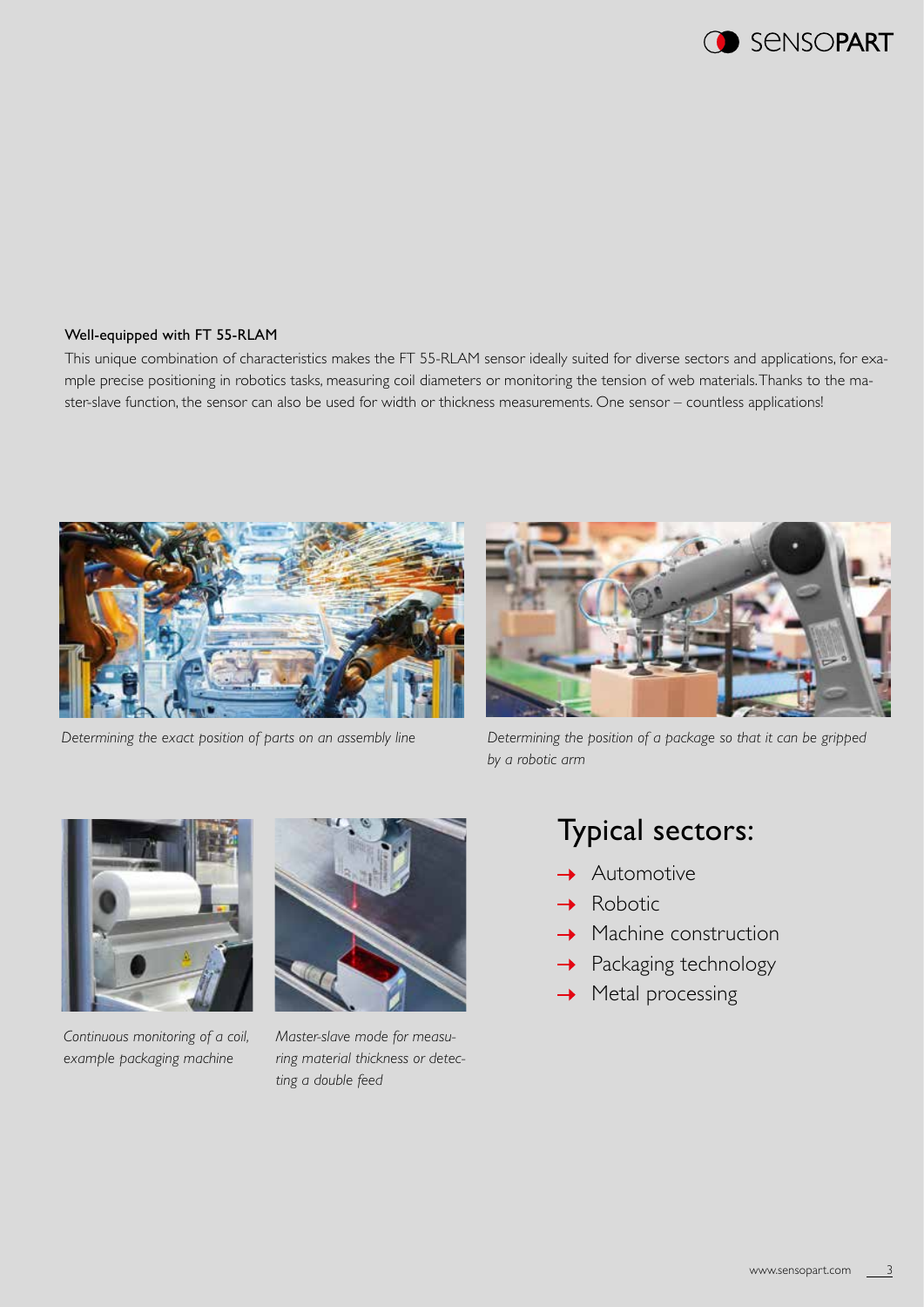### Well-equipped with FT 55-RLAM

This unique combination of characteristics makes the FT 55-RLAM sensor ideally suited for diverse sectors and applications, for example precise positioning in robotics tasks, measuring coil diameters or monitoring the tension of web materials. Thanks to the master-slave function, the sensor can also be used for width or thickness measurements. One sensor – countless applications!

*Determining the exact position of parts on an assembly line*

*Determining the position of a package so that it can be gripped by a robotic arm*

*Continuous monitoring of a coil, example packaging machine*

*Master-slave mode for measuring material thickness or detecting a double feed*

## Typical sectors:

- → Automotive
- → Robotic
- → Machine construction
- → Packaging technology
- → Metal processing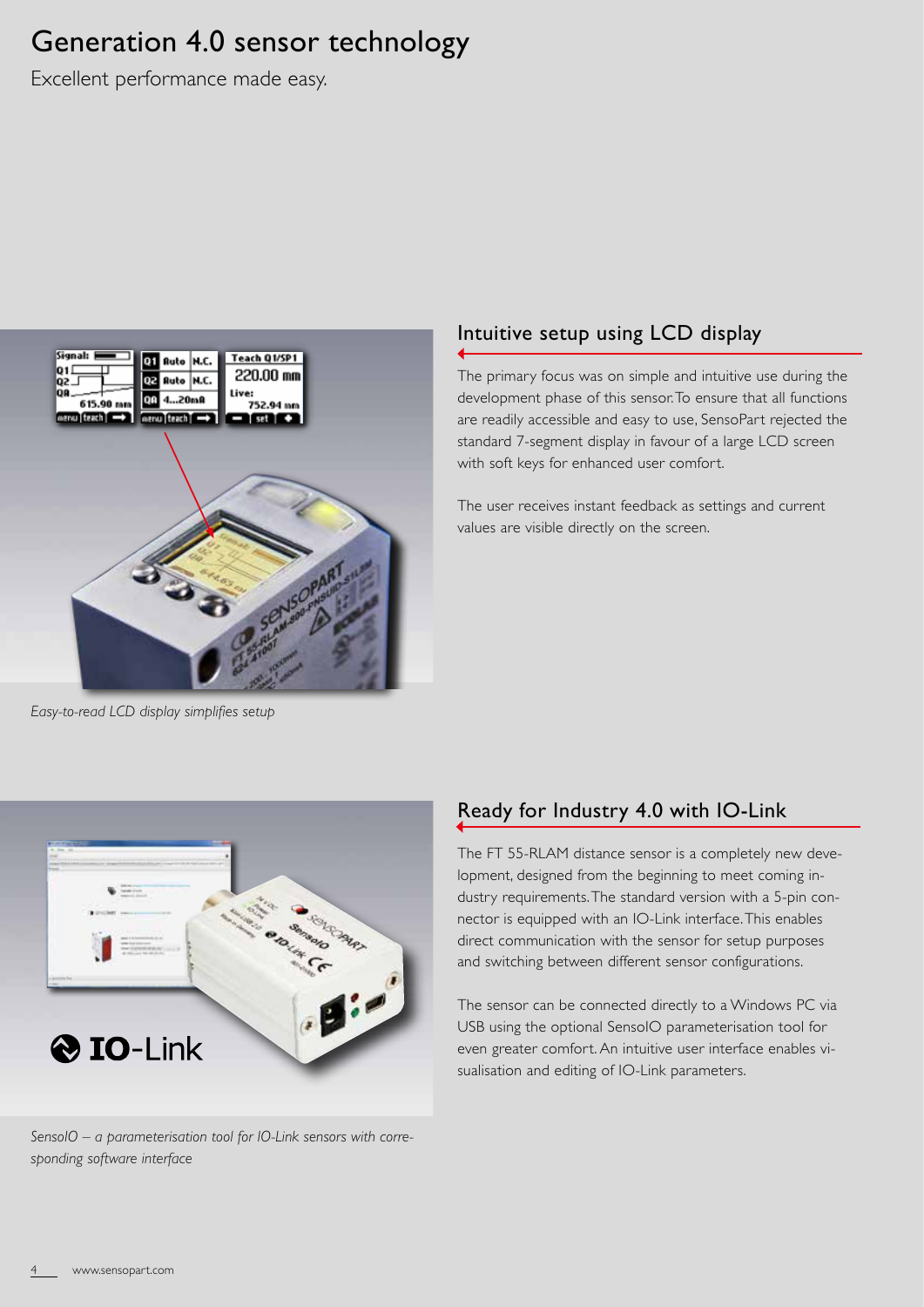# Generation 4.0 sensor technology

Excellent performance made easy.

*Easy-to-read LCD display simplifies setup*

## Intuitive setup using LCD display

The primary focus was on simple and intuitive use during the development phase of this sensor. To ensure that all functions are readily accessible and easy to use, SensoPart rejected the standard 7-segment display in favour of a large LCD screen with soft keys for enhanced user comfort.

The user receives instant feedback as settings and current values are visible directly on the screen.

*SensoIO – a parameterisation tool for IO-Link sensors with corresponding software interface*

## Ready for Industry 4.0 with IO-Link

The FT 55-RLAM distance sensor is a completely new development, designed from the beginning to meet coming industry requirements. The standard version with a 5-pin connector is equipped with an IO-Link interface. This enables direct communication with the sensor for setup purposes and switching between different sensor configurations.

The sensor can be connected directly to a Windows PC via USB using the optional SensoIO parameterisation tool for even greater comfort. An intuitive user interface enables visualisation and editing of IO-Link parameters.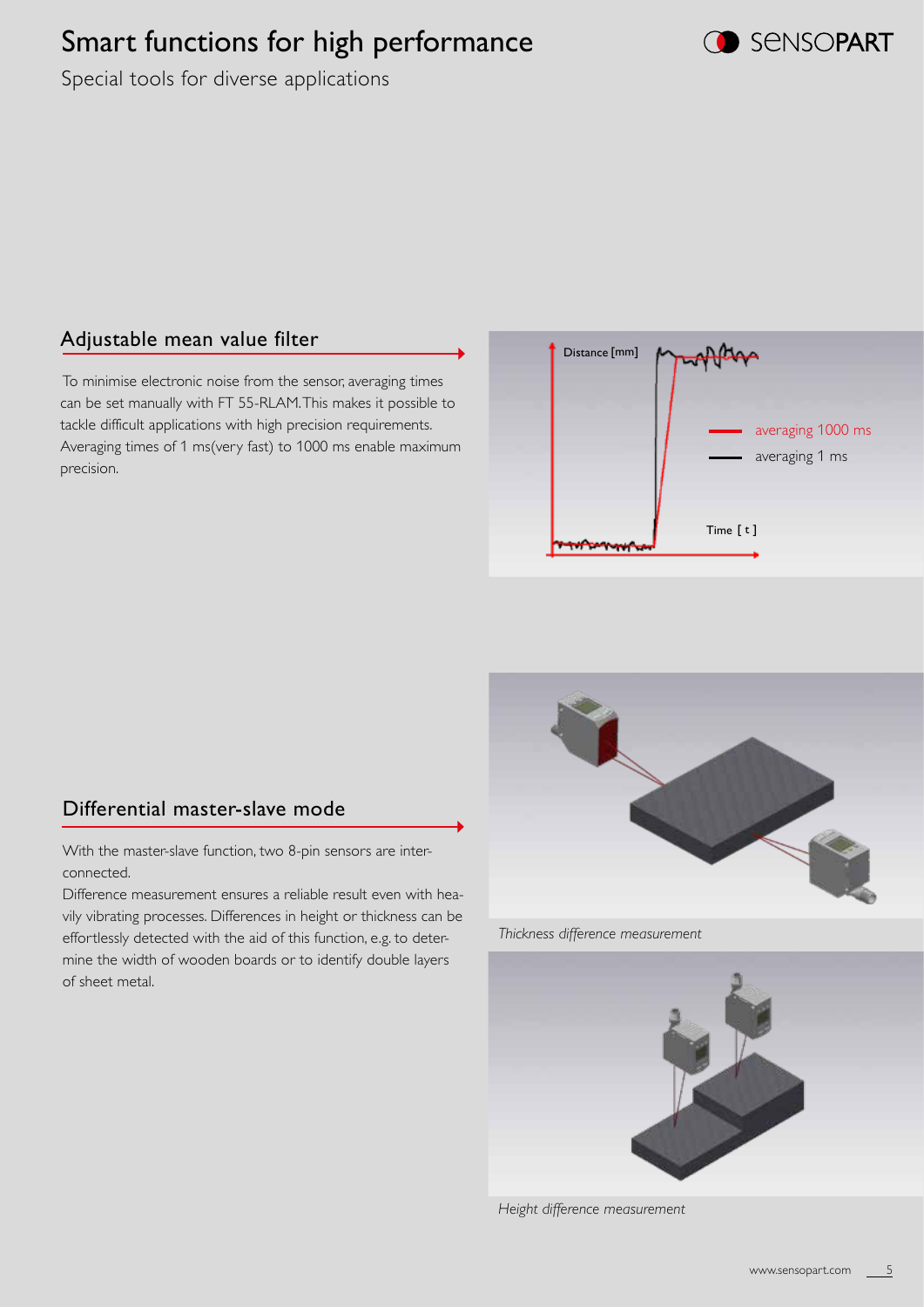# Smart functions for high performance

Special tools for diverse applications

## Adjustable mean value filter

To minimise electronic noise from the sensor, averaging times can be set manually with FT 55-RLAM. This makes it possible to tackle difficult applications with high precision requirements. Averaging times of 1 ms(very fast) to 1000 ms enable maximum precision.

Distance [mm]

averaging 1000 ms

averaging 1 ms

Time [ t ]

## Differential master-slave mode

With the master-slave function, two 8-pin sensors are interconnected.

Difference measurement ensures a reliable result even with heavily vibrating processes. Differences in height or thickness can be effortlessly detected with the aid of this function, e.g. to determine the width of wooden boards or to identify double layers of sheet metal.

*Thickness difference measurement*

*Height difference measurement*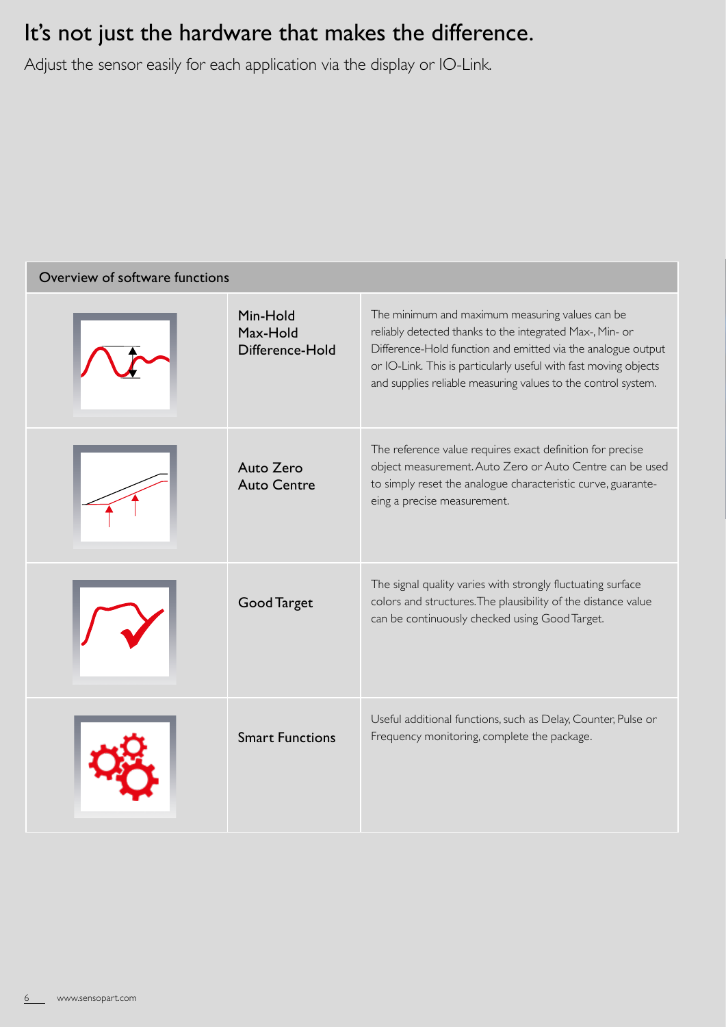# It's not just the hardware that makes the difference.

Adjust the sensor easily for each application via the display or IO-Link.

| Overview of software functions | | |
|---|---|---|
| | Min-Hold<br>Max-Hold<br>Difference-Hold | The minimum and maximum measuring values can be reliably detected thanks to the integrated Max-, Min- or Difference-Hold function and emitted via the analogue output or IO-Link. This is particularly useful with fast moving objects and supplies reliable measuring values to the control system. |
| | Auto Zero<br>Auto Centre | The reference value requires exact definition for precise object measurement. Auto Zero or Auto Centre can be used to simply reset the analogue characteristic curve, guaranteeing a precise measurement. |
| | Good Target | The signal quality varies with strongly fluctuating surface colors and structures. The plausibility of the distance value can be continuously checked using Good Target. |
| | Smart Functions | Useful additional functions, such as Delay, Counter, Pulse or Frequency monitoring, complete the package. |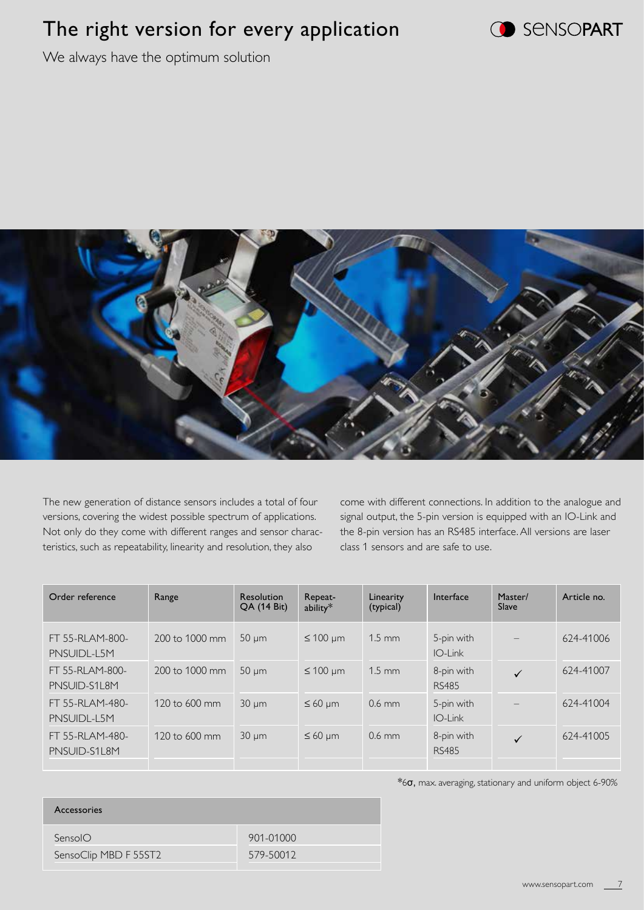# The right version for every application

We always have the optimum solution

The new generation of distance sensors includes a total of four versions, covering the widest possible spectrum of applications. Not only do they come with different ranges and sensor characteristics, such as repeatability, linearity and resolution, they also come with different connections. In addition to the analogue and signal output, the 5-pin version is equipped with an IO-Link and the 8-pin version has an RS485 interface. All versions are laser class 1 sensors and are safe to use.

| Order reference | Range | Resolution QA (14 Bit) | Repeatability* | Linearity (typical) | Interface | Master/ Slave | Article no. |
|---|---|---|---|---|---|---|---|
| FT 55-RLAM-800-PNSUIDL-L5M | 200 to 1000 mm | 50 µm | ≤ 100 µm | 1.5 mm | 5-pin with IO-Link | – | 624-41006 |
| FT 55-RLAM-800-PNSUID-S1L8M | 200 to 1000 mm | 50 µm | ≤ 100 µm | 1.5 mm | 8-pin with RS485 | ✓ | 624-41007 |
| FT 55-RLAM-480-PNSUIDL-L5M | 120 to 600 mm | 30 µm | ≤ 60 µm | 0.6 mm | 5-pin with IO-Link | – | 624-41004 |
| FT 55-RLAM-480-PNSUID-S1L8M | 120 to 600 mm | 30 µm | ≤ 60 µm | 0.6 mm | 8-pin with RS485 | ✓ | 624-41005 |

*6σ, max. averaging, stationary and uniform object 6-90%

| Accessories | |
|---|---|
| SensoIO | 901-01000 |
| SensoClip MBD F 55ST2 | 579-50012 |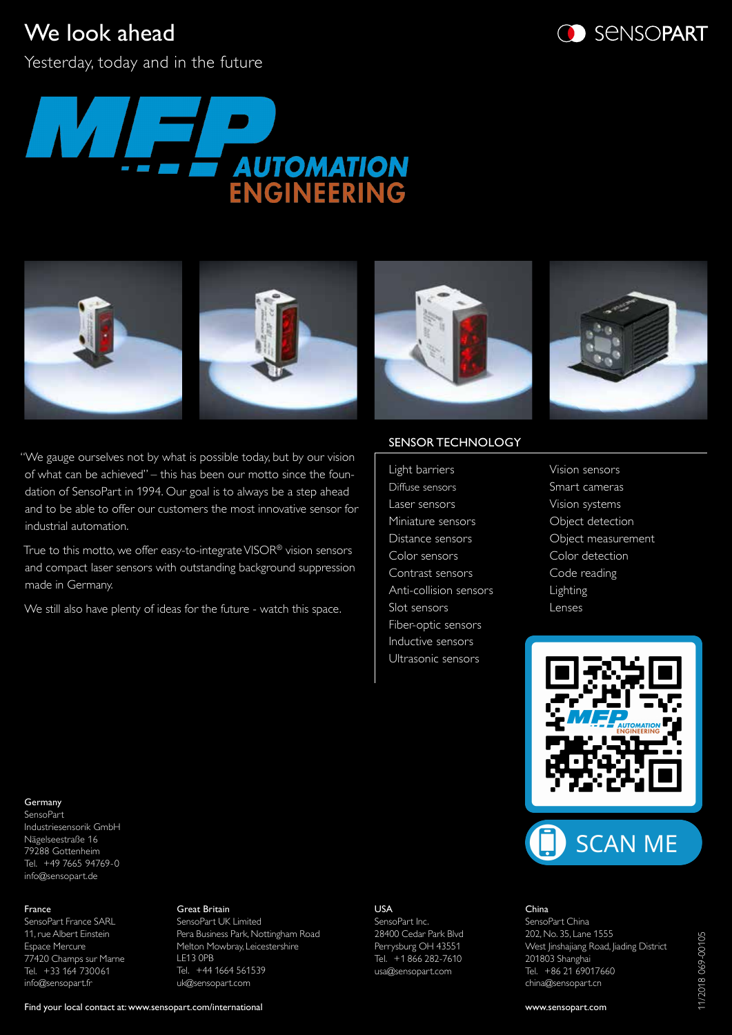# We look ahead

Yesterday, today and in the future

SENSOPART

MFP AUTOMATION ENGINEERING

"We gauge ourselves not by what is possible today, but by our vision of what can be achieved" – this has been our motto since the foundation of SensoPart in 1994. Our goal is to always be a step ahead and to be able to offer our customers the most innovative sensor for industrial automation.

True to this motto, we offer easy-to-integrate VISOR® vision sensors and compact laser sensors with outstanding background suppression made in Germany.

We still also have plenty of ideas for the future - watch this space.

## SENSOR TECHNOLOGY

- Light barriers
- Diffuse sensors
- Laser sensors
- Miniature sensors
- Distance sensors
- Color sensors
- Contrast sensors
- Anti-collision sensors
- Slot sensors
- Fiber-optic sensors
- Inductive sensors
- Ultrasonic sensors
- Vision sensors
- Smart cameras
- Vision systems
- Object detection
- Object measurement
- Color detection
- Code reading
- Lighting
- Lenses

SCAN ME

**Germany**
SensoPart
Industriesensorik GmbH
Nägelseestraße 16
79288 Gottenheim
Tel. +49 7665 94769-0
info@sensopart.de

**France**
SensoPart France SARL
11, rue Albert Einstein
Espace Mercure
77420 Champs sur Marne
Tel. +33 164 730061
info@sensopart.fr

**Great Britain**
SensoPart UK Limited
Pera Business Park, Nottingham Road
Melton Mowbray, Leicestershire
LE13 0PB
Tel. +44 1664 561539
uk@sensopart.com

**USA**
SensoPart Inc.
28400 Cedar Park Blvd
Perrysburg OH 43551
Tel. +1 866 282-7610
usa@sensopart.com

**China**
SensoPart China
202, No. 35, Lane 1555
West Jinshajiang Road, Jiading District
201803 Shanghai
Tel. +86 21 69017660
china@sensopart.cn

Find your local contact at: www.sensopart.com/international

www.sensopart.com

11/2018 069-00105